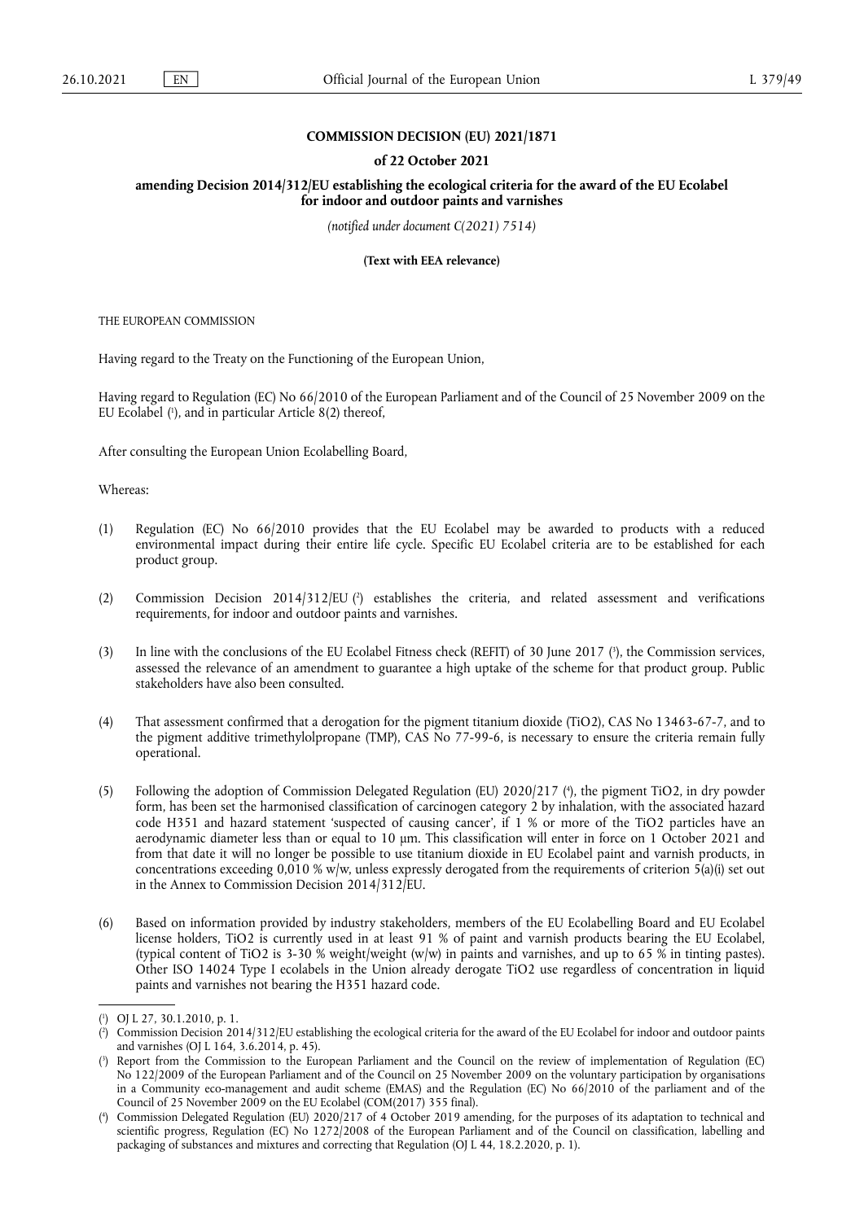**COMMISSION DECISION (EU) 2021/1871**

**of 22 October 2021**

**amending Decision 2014/312/EU establishing the ecological criteria for the award of the EU Ecolabel for indoor and outdoor paints and varnishes**

*(notified under document C(2021) 7514)*

**(Text with EEA relevance)**

THE EUROPEAN COMMISSION

Having regard to the Treaty on the Functioning of the European Union,

Having regard to Regulation (EC) No 66/2010 of the European Parliament and of the Council of 25 November 2009 on the EU Ecolabel [1], and in particular Article 8(2) thereof,

After consulting the European Union Ecolabelling Board,

Whereas:

(1) Regulation (EC) No 66/2010 provides that the EU Ecolabel may be awarded to products with a reduced environmental impact during their entire life cycle. Specific EU Ecolabel criteria are to be established for each product group.

(2) Commission Decision 2014/312/EU [2] establishes the criteria, and related assessment and verifications requirements, for indoor and outdoor paints and varnishes.

(3) In line with the conclusions of the EU Ecolabel Fitness check (REFIT) of 30 June 2017 [3], the Commission services, assessed the relevance of an amendment to guarantee a high uptake of the scheme for that product group. Public stakeholders have also been consulted.

(4) That assessment confirmed that a derogation for the pigment titanium dioxide (TiO2), CAS No 13463-67-7, and to the pigment additive trimethylolpropane (TMP), CAS No 77-99-6, is necessary to ensure the criteria remain fully operational.

(5) Following the adoption of Commission Delegated Regulation (EU) 2020/217 [4], the pigment TiO2, in dry powder form, has been set the harmonised classification of carcinogen category 2 by inhalation, with the associated hazard code H351 and hazard statement 'suspected of causing cancer', if 1 % or more of the TiO2 particles have an aerodynamic diameter less than or equal to 10 μm. This classification will enter in force on 1 October 2021 and from that date it will no longer be possible to use titanium dioxide in EU Ecolabel paint and varnish products, in concentrations exceeding 0,010 % w/w, unless expressly derogated from the requirements of criterion 5(a)(i) set out in the Annex to Commission Decision 2014/312/EU.

(6) Based on information provided by industry stakeholders, members of the EU Ecolabelling Board and EU Ecolabel license holders, TiO2 is currently used in at least 91 % of paint and varnish products bearing the EU Ecolabel, (typical content of TiO2 is 3-30 % weight/weight (w/w) in paints and varnishes, and up to 65 % in tinting pastes). Other ISO 14024 Type I ecolabels in the Union already derogate TiO2 use regardless of concentration in liquid paints and varnishes not bearing the H351 hazard code.

---

[1] OJ L 27, 30.1.2010, p. 1.

[2] Commission Decision 2014/312/EU establishing the ecological criteria for the award of the EU Ecolabel for indoor and outdoor paints and varnishes (OJ L 164, 3.6.2014, p. 45).

[3] Report from the Commission to the European Parliament and the Council on the review of implementation of Regulation (EC) No 122/2009 of the European Parliament and of the Council on 25 November 2009 on the voluntary participation by organisations in a Community eco-management and audit scheme (EMAS) and the Regulation (EC) No 66/2010 of the parliament and of the Council of 25 November 2009 on the EU Ecolabel (COM(2017) 355 final).

[4] Commission Delegated Regulation (EU) 2020/217 of 4 October 2019 amending, for the purposes of its adaptation to technical and scientific progress, Regulation (EC) No 1272/2008 of the European Parliament and of the Council on classification, labelling and packaging of substances and mixtures and correcting that Regulation (OJ L 44, 18.2.2020, p. 1).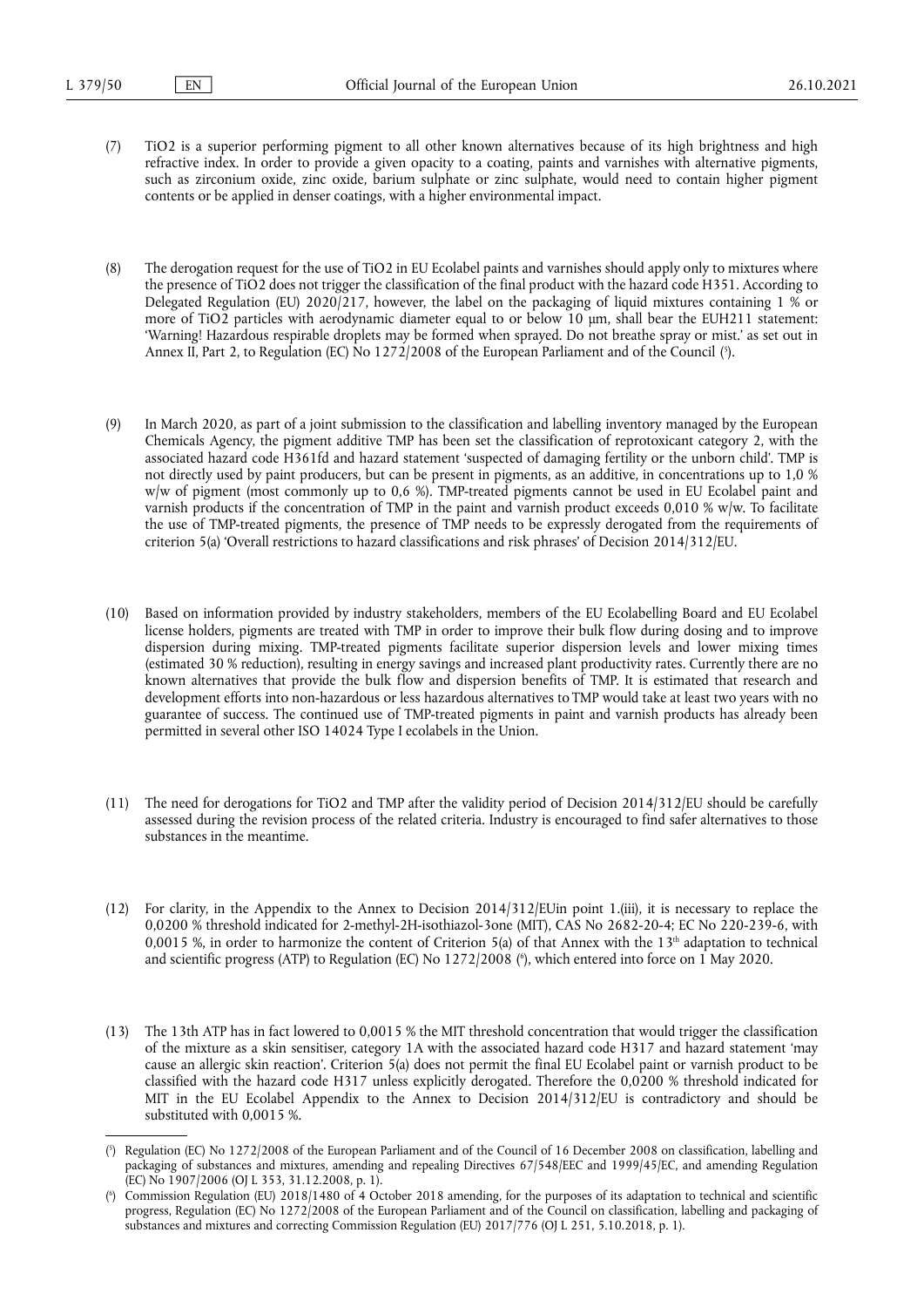(7) TiO2 is a superior performing pigment to all other known alternatives because of its high brightness and high refractive index. In order to provide a given opacity to a coating, paints and varnishes with alternative pigments, such as zirconium oxide, zinc oxide, barium sulphate or zinc sulphate, would need to contain higher pigment contents or be applied in denser coatings, with a higher environmental impact.

(8) The derogation request for the use of TiO2 in EU Ecolabel paints and varnishes should apply only to mixtures where the presence of TiO2 does not trigger the classification of the final product with the hazard code H351. According to Delegated Regulation (EU) 2020/217, however, the label on the packaging of liquid mixtures containing 1 % or more of TiO2 particles with aerodynamic diameter equal to or below 10 μm, shall bear the EUH211 statement: 'Warning! Hazardous respirable droplets may be formed when sprayed. Do not breathe spray or mist.' as set out in Annex II, Part 2, to Regulation (EC) No 1272/2008 of the European Parliament and of the Council [5].

(9) In March 2020, as part of a joint submission to the classification and labelling inventory managed by the European Chemicals Agency, the pigment additive TMP has been set the classification of reprotoxicant category 2, with the associated hazard code H361fd and hazard statement 'suspected of damaging fertility or the unborn child'. TMP is not directly used by paint producers, but can be present in pigments, as an additive, in concentrations up to 1,0 % w/w of pigment (most commonly up to 0,6 %). TMP-treated pigments cannot be used in EU Ecolabel paint and varnish products if the concentration of TMP in the paint and varnish product exceeds 0,010 % w/w. To facilitate the use of TMP-treated pigments, the presence of TMP needs to be expressly derogated from the requirements of criterion 5(a) 'Overall restrictions to hazard classifications and risk phrases' of Decision 2014/312/EU.

(10) Based on information provided by industry stakeholders, members of the EU Ecolabelling Board and EU Ecolabel license holders, pigments are treated with TMP in order to improve their bulk flow during dosing and to improve dispersion during mixing. TMP-treated pigments facilitate superior dispersion levels and lower mixing times (estimated 30 % reduction), resulting in energy savings and increased plant productivity rates. Currently there are no known alternatives that provide the bulk flow and dispersion benefits of TMP. It is estimated that research and development efforts into non-hazardous or less hazardous alternatives to TMP would take at least two years with no guarantee of success. The continued use of TMP-treated pigments in paint and varnish products has already been permitted in several other ISO 14024 Type I ecolabels in the Union.

(11) The need for derogations for TiO2 and TMP after the validity period of Decision 2014/312/EU should be carefully assessed during the revision process of the related criteria. Industry is encouraged to find safer alternatives to those substances in the meantime.

(12) For clarity, in the Appendix to the Annex to Decision 2014/312/EUin point 1.(iii), it is necessary to replace the 0,0200 % threshold indicated for 2-methyl-2H-isothiazol-3one (MIT), CAS No 2682-20-4; EC No 220-239-6, with 0,0015 %, in order to harmonize the content of Criterion 5(a) of that Annex with the 13th adaptation to technical and scientific progress (ATP) to Regulation (EC) No 1272/2008 [6], which entered into force on 1 May 2020.

(13) The 13th ATP has in fact lowered to 0,0015 % the MIT threshold concentration that would trigger the classification of the mixture as a skin sensitiser, category 1A with the associated hazard code H317 and hazard statement 'may cause an allergic skin reaction'. Criterion 5(a) does not permit the final EU Ecolabel paint or varnish product to be classified with the hazard code H317 unless explicitly derogated. Therefore the 0,0200 % threshold indicated for MIT in the EU Ecolabel Appendix to the Annex to Decision 2014/312/EU is contradictory and should be substituted with 0,0015 %.

---

[5] Regulation (EC) No 1272/2008 of the European Parliament and of the Council of 16 December 2008 on classification, labelling and packaging of substances and mixtures, amending and repealing Directives 67/548/EEC and 1999/45/EC, and amending Regulation (EC) No 1907/2006 (OJ L 353, 31.12.2008, p. 1).

[6] Commission Regulation (EU) 2018/1480 of 4 October 2018 amending, for the purposes of its adaptation to technical and scientific progress, Regulation (EC) No 1272/2008 of the European Parliament and of the Council on classification, labelling and packaging of substances and mixtures and correcting Commission Regulation (EU) 2017/776 (OJ L 251, 5.10.2018, p. 1).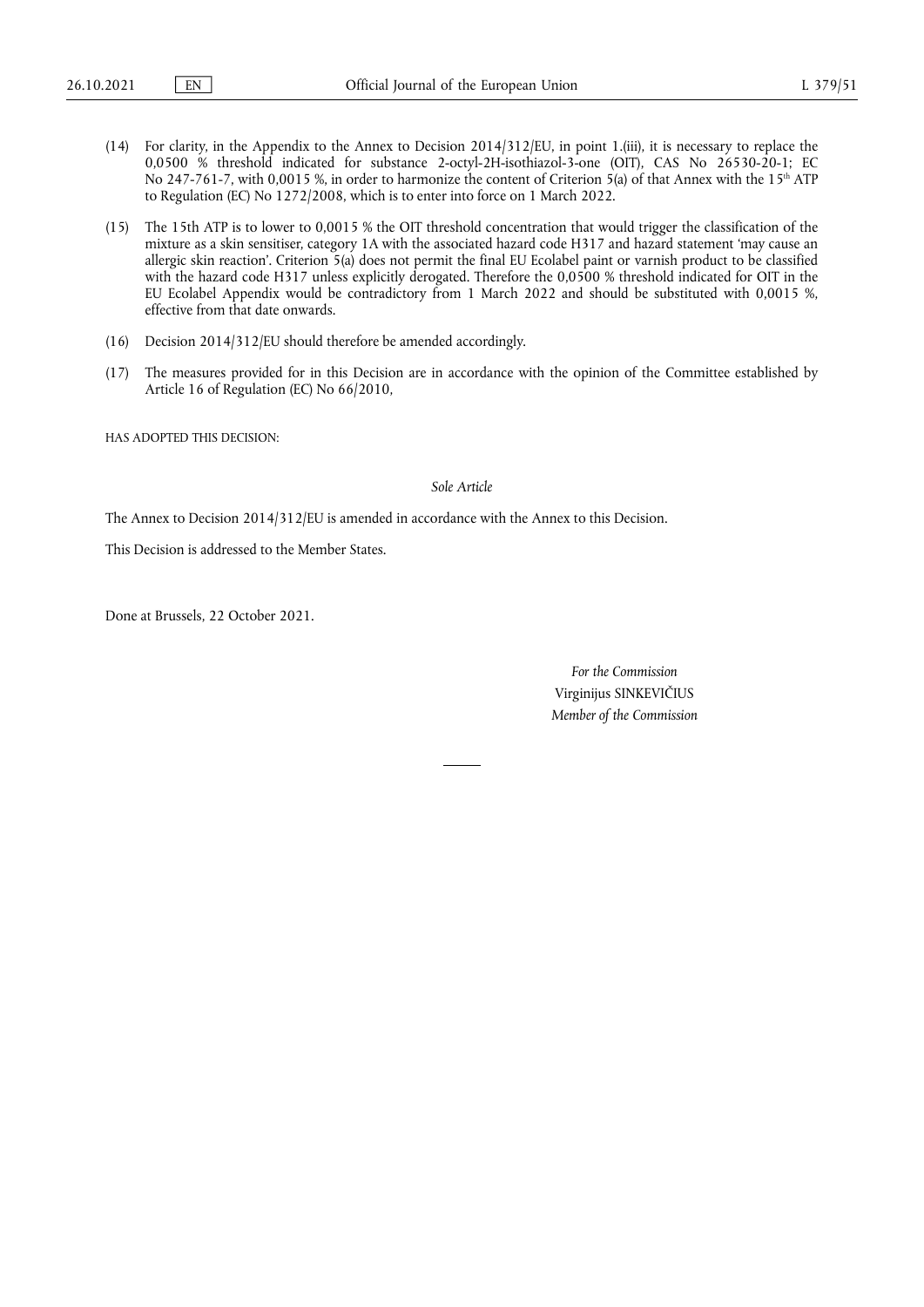(14) For clarity, in the Appendix to the Annex to Decision 2014/312/EU, in point 1.(iii), it is necessary to replace the 0,0500 % threshold indicated for substance 2-octyl-2H-isothiazol-3-one (OIT), CAS No 26530-20-1; EC No 247-761-7, with 0,0015 %, in order to harmonize the content of Criterion 5(a) of that Annex with the 15th ATP to Regulation (EC) No 1272/2008, which is to enter into force on 1 March 2022.

(15) The 15th ATP is to lower to 0,0015 % the OIT threshold concentration that would trigger the classification of the mixture as a skin sensitiser, category 1A with the associated hazard code H317 and hazard statement 'may cause an allergic skin reaction'. Criterion 5(a) does not permit the final EU Ecolabel paint or varnish product to be classified with the hazard code H317 unless explicitly derogated. Therefore the 0,0500 % threshold indicated for OIT in the EU Ecolabel Appendix would be contradictory from 1 March 2022 and should be substituted with 0,0015 %, effective from that date onwards.

(16) Decision 2014/312/EU should therefore be amended accordingly.

(17) The measures provided for in this Decision are in accordance with the opinion of the Committee established by Article 16 of Regulation (EC) No 66/2010,

HAS ADOPTED THIS DECISION:

*Sole Article*

The Annex to Decision 2014/312/EU is amended in accordance with the Annex to this Decision.

This Decision is addressed to the Member States.

Done at Brussels, 22 October 2021.

*For the Commission*

Virginijus SINKEVIČIUS

*Member of the Commission*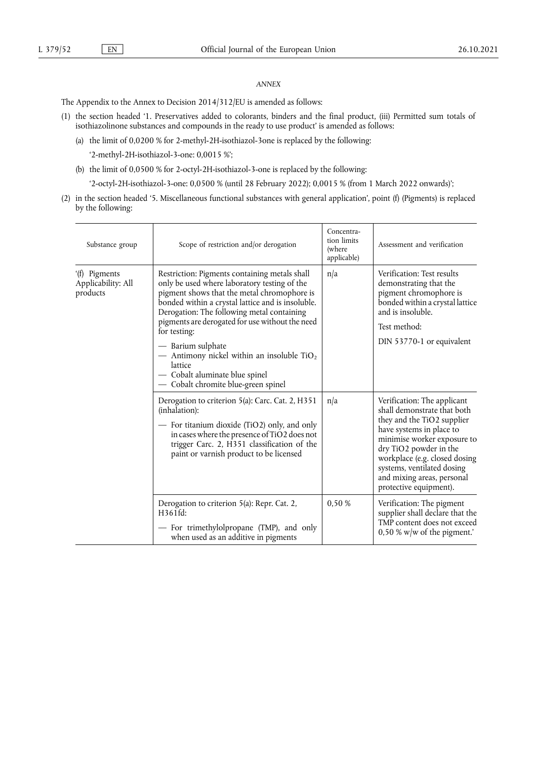*ANNEX*

The Appendix to the Annex to Decision 2014/312/EU is amended as follows:

(1) the section headed '1. Preservatives added to colorants, binders and the final product, (iii) Permitted sum totals of isothiazolinone substances and compounds in the ready to use product' is amended as follows:

(a) the limit of 0,0200 % for 2-methyl-2H-isothiazol-3one is replaced by the following:

'2-methyl-2H-isothiazol-3-one: 0,0015 %';

(b) the limit of 0,0500 % for 2-octyl-2H-isothiazol-3-one is replaced by the following:

'2-octyl-2H-isothiazol-3-one: 0,0500 % (until 28 February 2022); 0,0015 % (from 1 March 2022 onwards)';

(2) in the section headed '5. Miscellaneous functional substances with general application', point (f) (Pigments) is replaced by the following:

| Substance group | Scope of restriction and/or derogation | Concentration limits (where applicable) | Assessment and verification |
| --- | --- | --- | --- |
| '(f) Pigments Applicability: All products | Restriction: Pigments containing metals shall only be used where laboratory testing of the pigment shows that the metal chromophore is bonded within a crystal lattice and is insoluble. Derogation: The following metal containing pigments are derogated for use without the need for testing:<br>— Barium sulphate<br>— Antimony nickel within an insoluble $TiO_2$ lattice<br>— Cobalt aluminate blue spinel<br>— Cobalt chromite blue-green spinel | n/a | Verification: Test results demonstrating that the pigment chromophore is bonded within a crystal lattice and is insoluble.<br>Test method:<br>DIN 53770-1 or equivalent |
| | Derogation to criterion 5(a): Carc. Cat. 2, H351 (inhalation):<br>— For titanium dioxide (TiO2) only, and only in cases where the presence of TiO2 does not trigger Carc. 2, H351 classification of the paint or varnish product to be licensed | n/a | Verification: The applicant shall demonstrate that both they and the TiO2 supplier have systems in place to minimise worker exposure to dry TiO2 powder in the workplace (e.g. closed dosing systems, ventilated dosing and mixing areas, personal protective equipment). |
| | Derogation to criterion 5(a): Repr. Cat. 2, H361fd:<br>— For trimethylolpropane (TMP), and only when used as an additive in pigments | 0,50 % | Verification: The pigment supplier shall declare that the TMP content does not exceed 0,50 % w/w of the pigment.' |